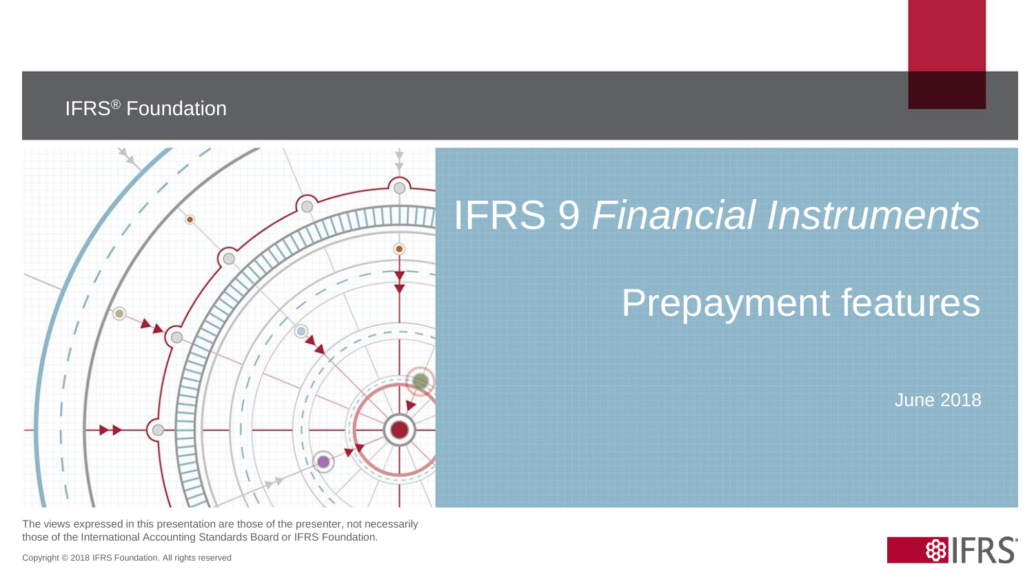IFRS® Foundation

# IFRS 9 *Financial Instruments*

## Prepayment features

June 2018

The views expressed in this presentation are those of the presenter, not necessarily those of the International Accounting Standards Board or IFRS Foundation.

Copyright © 2018 IFRS Foundation. All rights reserved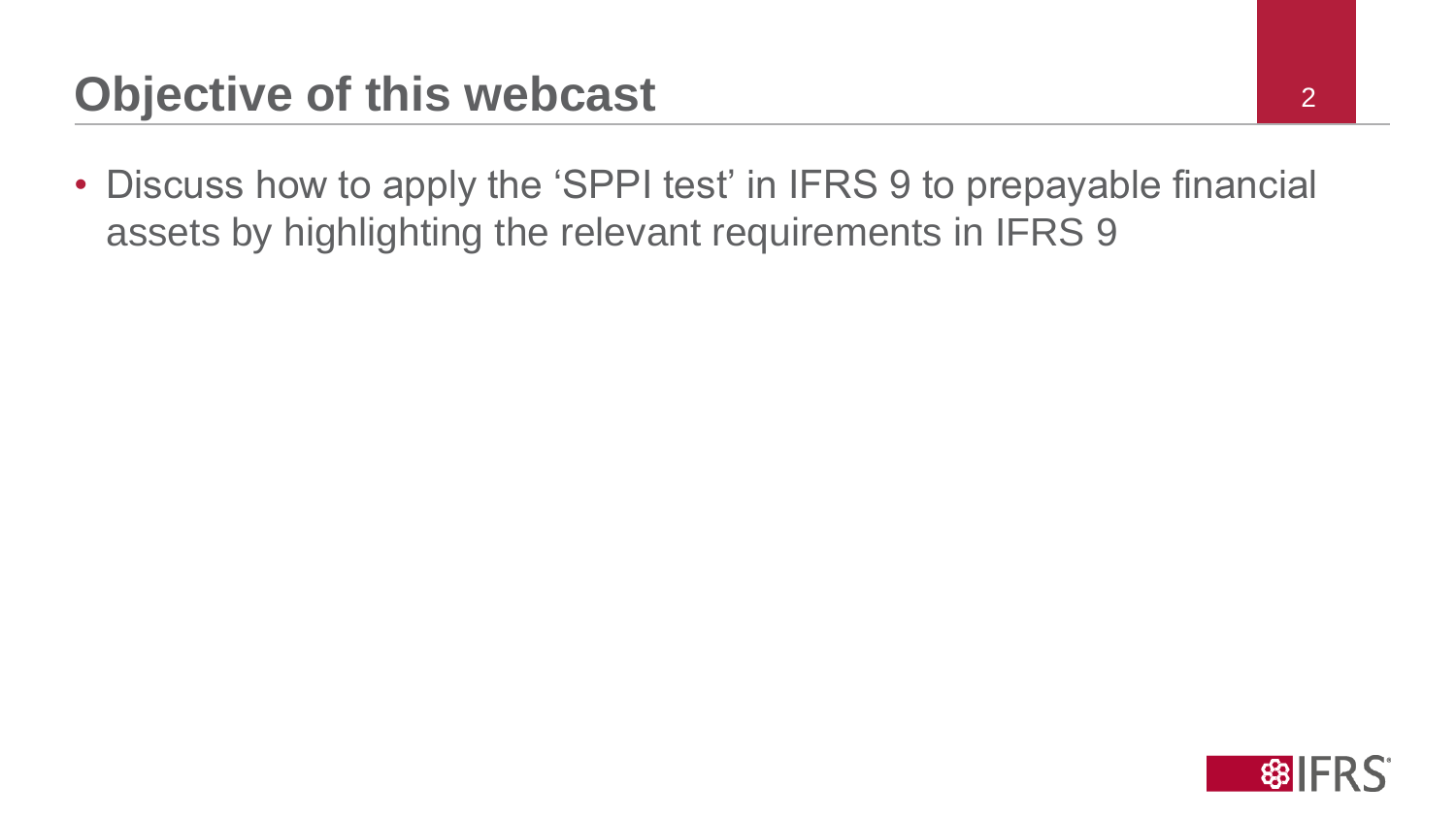# Objective of this webcast

- Discuss how to apply the ‘SPPI test’ in IFRS 9 to prepayable financial assets by highlighting the relevant requirements in IFRS 9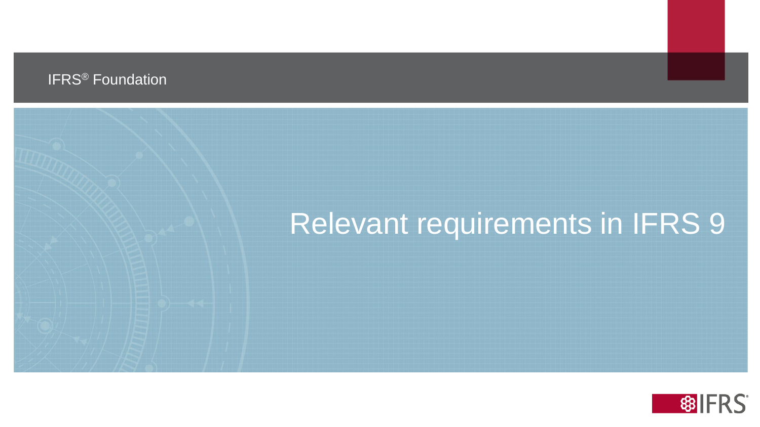IFRS® Foundation

# Relevant requirements in IFRS 9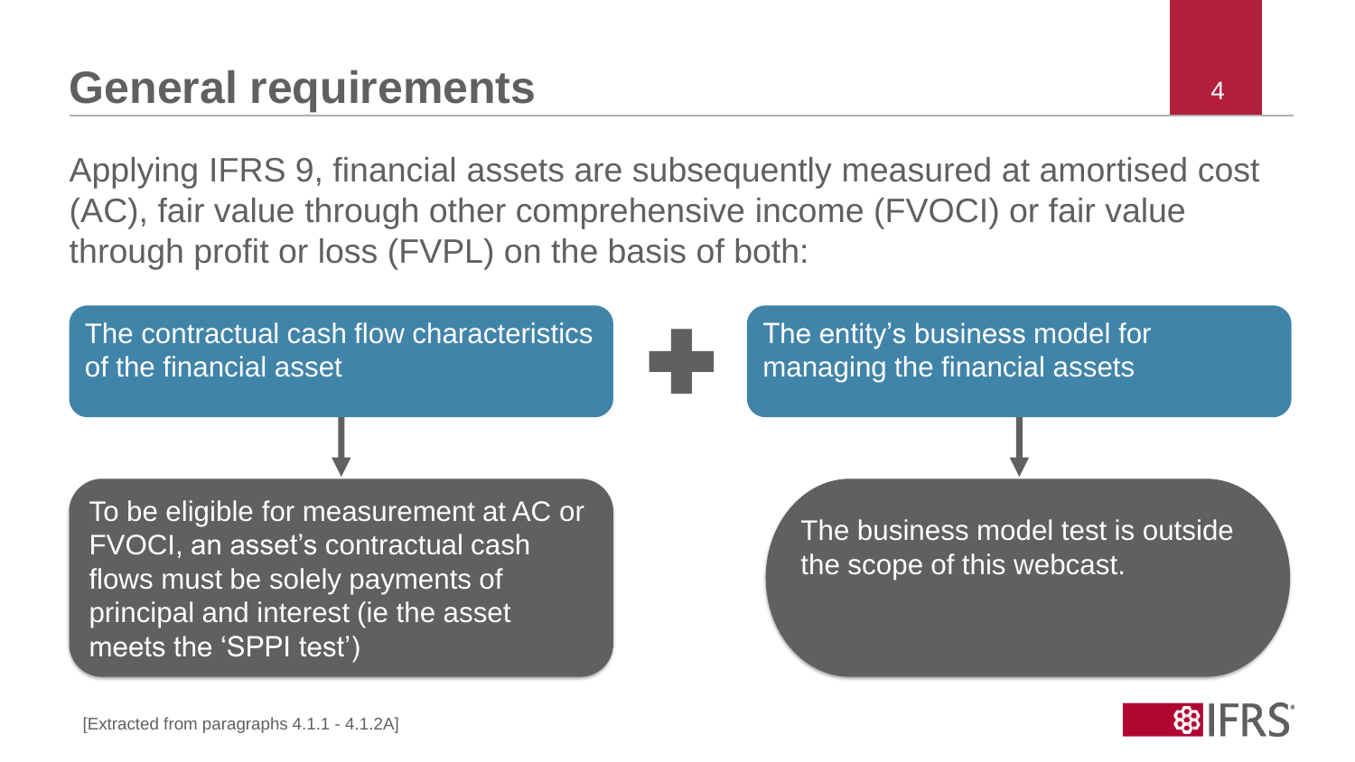# General requirements

Applying IFRS 9, financial assets are subsequently measured at amortised cost (AC), fair value through other comprehensive income (FVOCI) or fair value through profit or loss (FVPL) on the basis of both:

**The contractual cash flow characteristics of the financial asset**

To be eligible for measurement at AC or FVOCI, an asset's contractual cash flows must be solely payments of principal and interest (ie the asset meets the 'SPPI test')

**+**

**The entity's business model for managing the financial assets**

The business model test is outside the scope of this webcast.

[Extracted from paragraphs 4.1.1 - 4.1.2A]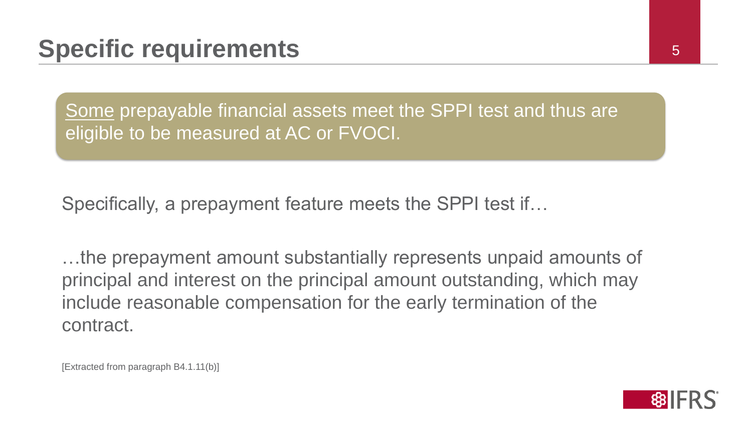# Specific requirements

<u>Some</u> prepayable financial assets meet the SPPI test and thus are eligible to be measured at AC or FVOCI.

Specifically, a prepayment feature meets the SPPI test if…

…the prepayment amount substantially represents unpaid amounts of principal and interest on the principal amount outstanding, which may include reasonable compensation for the early termination of the contract.

[Extracted from paragraph B4.1.11(b)]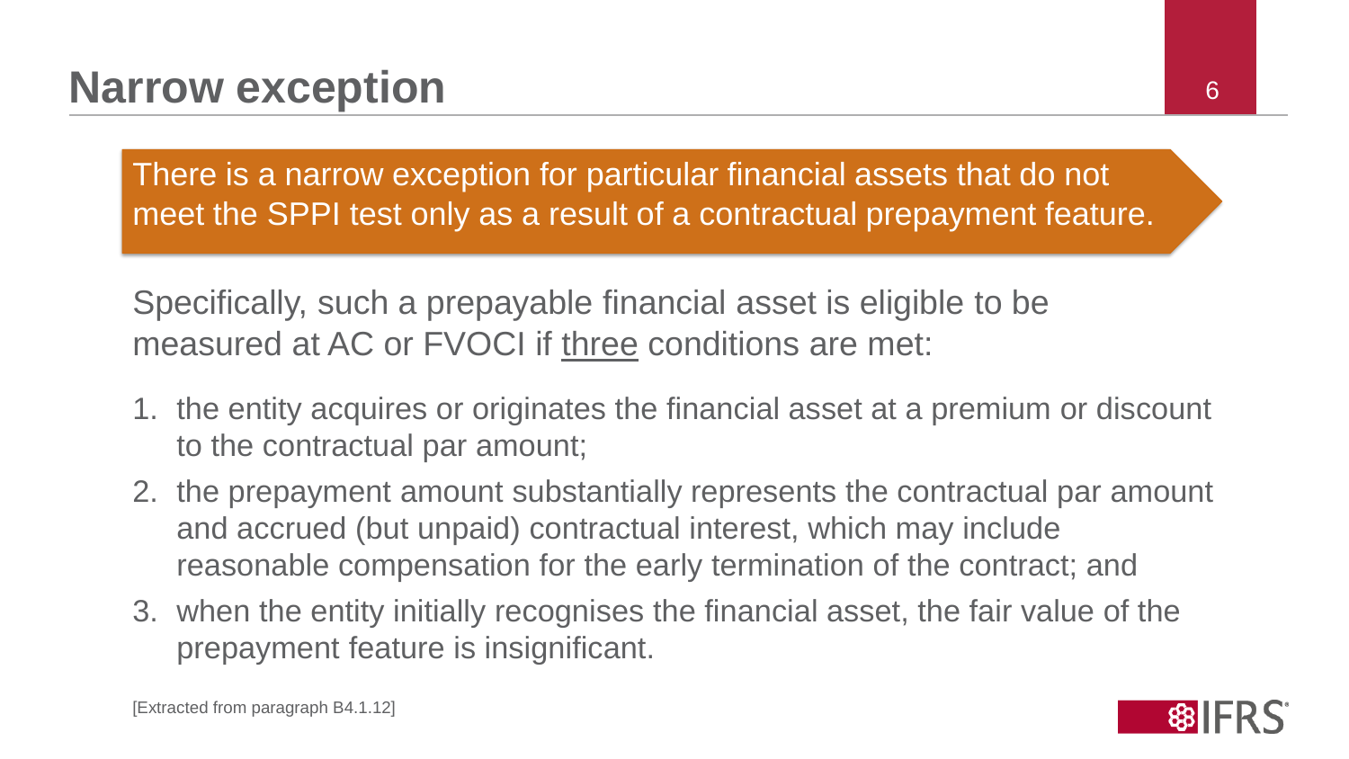# Narrow exception

There is a narrow exception for particular financial assets that do not meet the SPPI test only as a result of a contractual prepayment feature.

Specifically, such a prepayable financial asset is eligible to be measured at AC or FVOCI if <u>three</u> conditions are met:

1. the entity acquires or originates the financial asset at a premium or discount to the contractual par amount;
2. the prepayment amount substantially represents the contractual par amount and accrued (but unpaid) contractual interest, which may include reasonable compensation for the early termination of the contract; and
3. when the entity initially recognises the financial asset, the fair value of the prepayment feature is insignificant.

[Extracted from paragraph B4.1.12]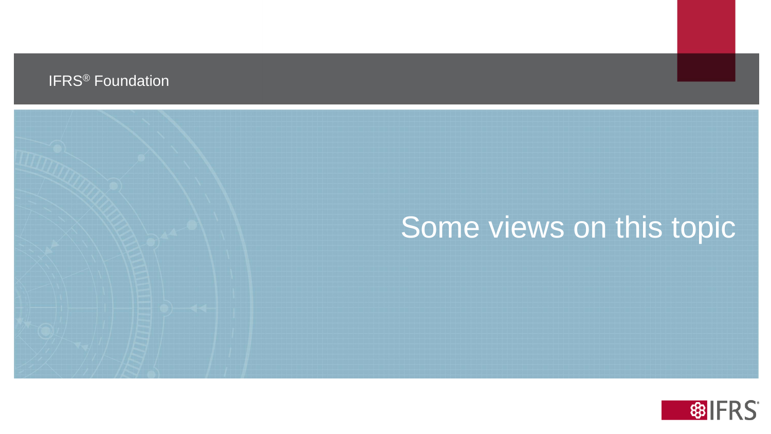# Some views on this topic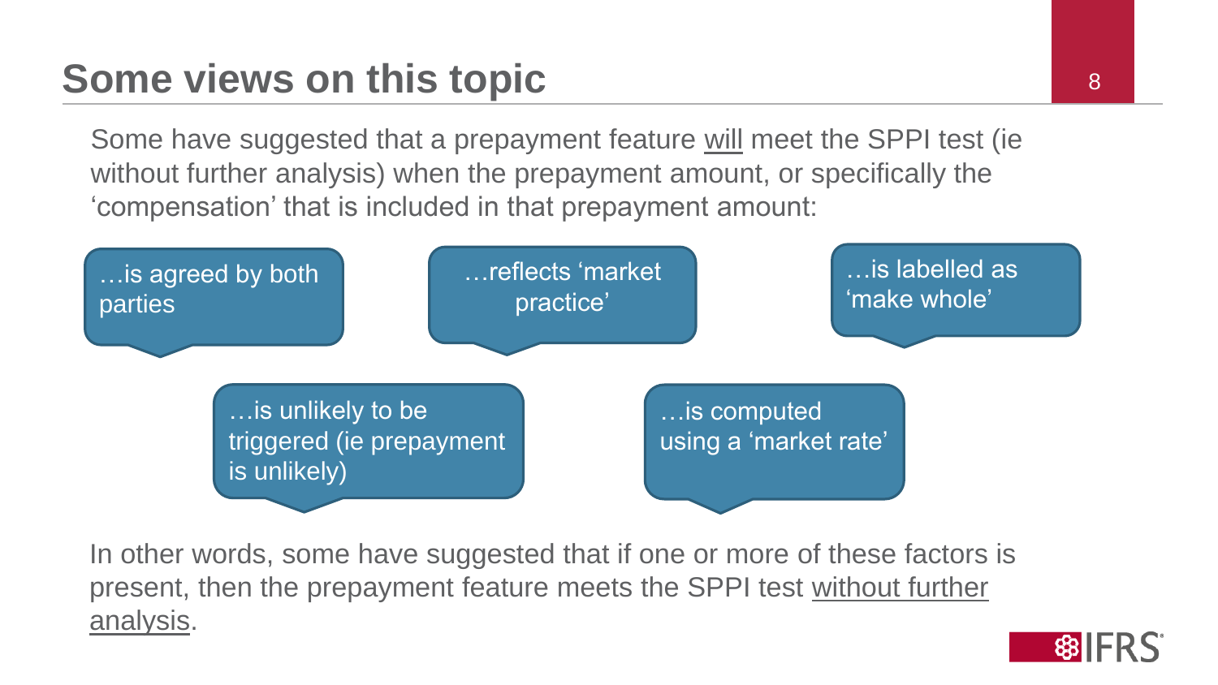# Some views on this topic

Some have suggested that a prepayment feature <u>will</u> meet the SPPI test (ie without further analysis) when the prepayment amount, or specifically the 'compensation' that is included in that prepayment amount:

- …is agreed by both parties
- …reflects 'market practice'
- …is labelled as 'make whole'
- …is unlikely to be triggered (ie prepayment is unlikely)
- …is computed using a 'market rate'

In other words, some have suggested that if one or more of these factors is present, then the prepayment feature meets the SPPI test <u>without further analysis</u>.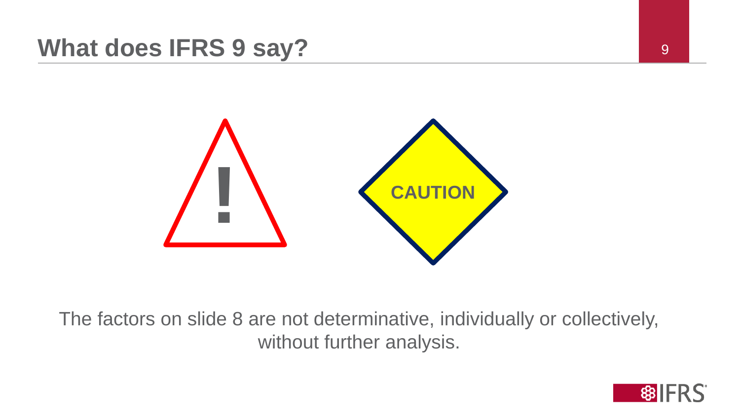# What does IFRS 9 say?

!

CAUTION

The factors on slide 8 are not determinative, individually or collectively, without further analysis.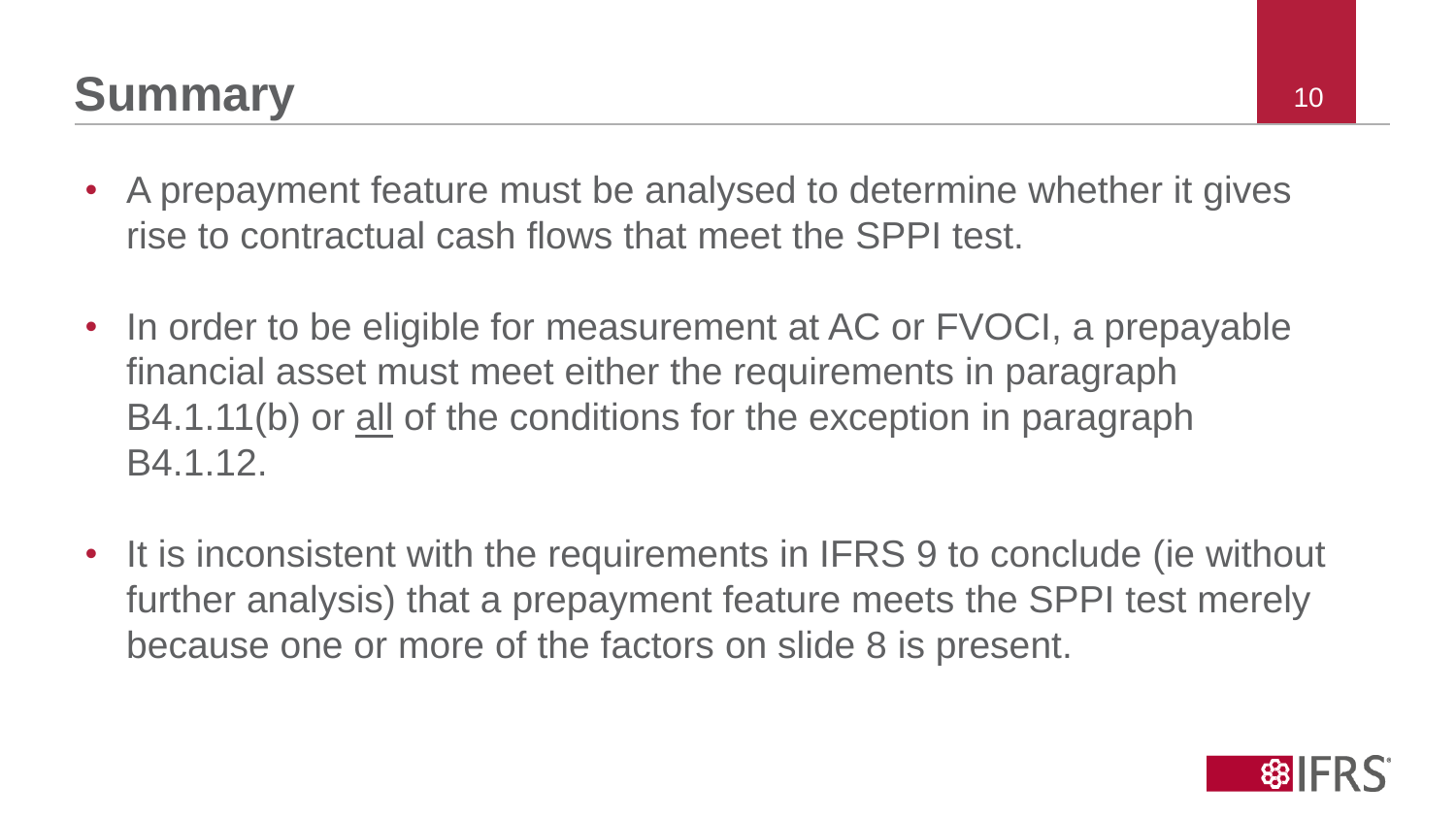# Summary

- A prepayment feature must be analysed to determine whether it gives rise to contractual cash flows that meet the SPPI test.
- In order to be eligible for measurement at AC or FVOCI, a prepayable financial asset must meet either the requirements in paragraph B4.1.11(b) or <u>all</u> of the conditions for the exception in paragraph B4.1.12.
- It is inconsistent with the requirements in IFRS 9 to conclude (ie without further analysis) that a prepayment feature meets the SPPI test merely because one or more of the factors on slide 8 is present.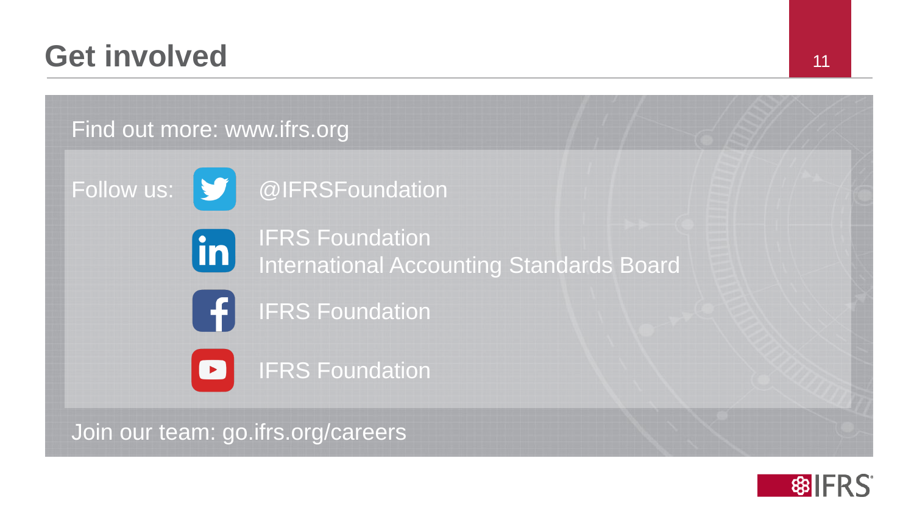# Get involved

Find out more: www.ifrs.org

Follow us:

@IFRSFoundation

IFRS Foundation
International Accounting Standards Board

IFRS Foundation

IFRS Foundation

Join our team: go.ifrs.org/careers